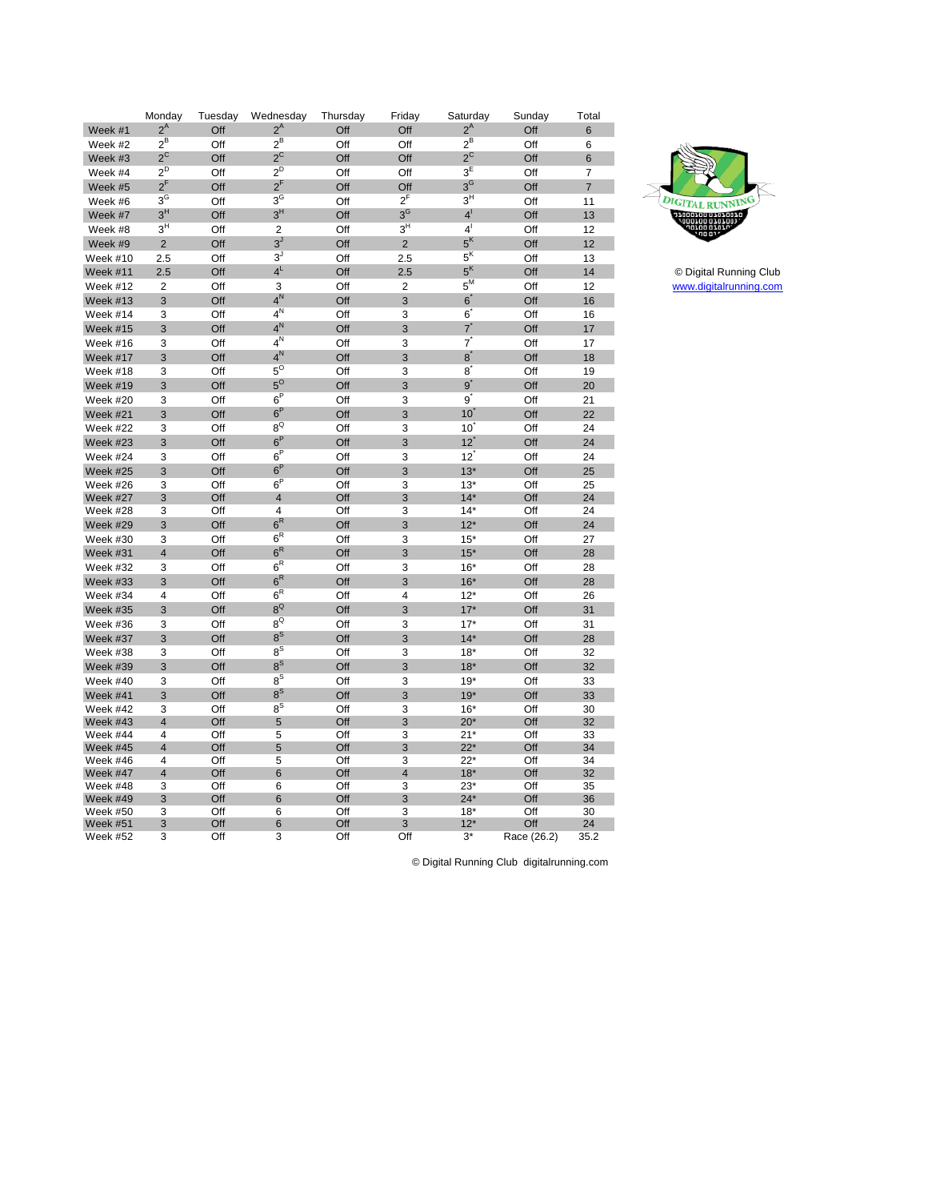|  | Monday | Tuesday | Wednesday | Thursday | Friday | Saturday | Sunday | Total |
|---|---|---|---|---|---|---|---|---|
| Week #1 | 2[A] | Off | 2[A] | Off | Off | 2[A] | Off | 6 |
| Week #2 | 2[B] | Off | 2[B] | Off | Off | 2[B] | Off | 6 |
| Week #3 | 2[C] | Off | 2[C] | Off | Off | 2[C] | Off | 6 |
| Week #4 | 2[D] | Off | 2[D] | Off | Off | 3[E] | Off | 7 |
| Week #5 | 2[F] | Off | 2[F] | Off | Off | 3[G] | Off | 7 |
| Week #6 | 3[G] | Off | 3[G] | Off | 2[F] | 3[H] | Off | 11 |
| Week #7 | 3[H] | Off | 3[H] | Off | 3[G] | 4[I] | Off | 13 |
| Week #8 | 3[H] | Off | 2 | Off | 3[H] | 4[I] | Off | 12 |
| Week #9 | 2 | Off | 3[J] | Off | 2 | 5[K] | Off | 12 |
| Week #10 | 2.5 | Off | 3[J] | Off | 2.5 | 5[K] | Off | 13 |
| Week #11 | 2.5 | Off | 4[L] | Off | 2.5 | 5[K] | Off | 14 |
| Week #12 | 2 | Off | 3 | Off | 2 | 5[M] | Off | 12 |
| Week #13 | 3 | Off | 4[N] | Off | 3 | 6* | Off | 16 |
| Week #14 | 3 | Off | 4[N] | Off | 3 | 6* | Off | 16 |
| Week #15 | 3 | Off | 4[N] | Off | 3 | 7* | Off | 17 |
| Week #16 | 3 | Off | 4[N] | Off | 3 | 7* | Off | 17 |
| Week #17 | 3 | Off | 4[N] | Off | 3 | 8* | Off | 18 |
| Week #18 | 3 | Off | 5[O] | Off | 3 | 8* | Off | 19 |
| Week #19 | 3 | Off | 5[O] | Off | 3 | 9* | Off | 20 |
| Week #20 | 3 | Off | 6[P] | Off | 3 | 9* | Off | 21 |
| Week #21 | 3 | Off | 6[P] | Off | 3 | 10* | Off | 22 |
| Week #22 | 3 | Off | 8[Q] | Off | 3 | 10* | Off | 24 |
| Week #23 | 3 | Off | 6[P] | Off | 3 | 12* | Off | 24 |
| Week #24 | 3 | Off | 6[P] | Off | 3 | 12* | Off | 24 |
| Week #25 | 3 | Off | 6[P] | Off | 3 | 13* | Off | 25 |
| Week #26 | 3 | Off | 6[P] | Off | 3 | 13* | Off | 25 |
| Week #27 | 3 | Off | 4 | Off | 3 | 14* | Off | 24 |
| Week #28 | 3 | Off | 4 | Off | 3 | 14* | Off | 24 |
| Week #29 | 3 | Off | 6[R] | Off | 3 | 12* | Off | 24 |
| Week #30 | 3 | Off | 6[R] | Off | 3 | 15* | Off | 27 |
| Week #31 | 4 | Off | 6[R] | Off | 3 | 15* | Off | 28 |
| Week #32 | 3 | Off | 6[R] | Off | 3 | 16* | Off | 28 |
| Week #33 | 3 | Off | 6[R] | Off | 3 | 16* | Off | 28 |
| Week #34 | 4 | Off | 6[R] | Off | 4 | 12* | Off | 26 |
| Week #35 | 3 | Off | 8[Q] | Off | 3 | 17* | Off | 31 |
| Week #36 | 3 | Off | 8[Q] | Off | 3 | 17* | Off | 31 |
| Week #37 | 3 | Off | 8[S] | Off | 3 | 14* | Off | 28 |
| Week #38 | 3 | Off | 8[S] | Off | 3 | 18* | Off | 32 |
| Week #39 | 3 | Off | 8[S] | Off | 3 | 18* | Off | 32 |
| Week #40 | 3 | Off | 8[S] | Off | 3 | 19* | Off | 33 |
| Week #41 | 3 | Off | 8[S] | Off | 3 | 19* | Off | 33 |
| Week #42 | 3 | Off | 8[S] | Off | 3 | 16* | Off | 30 |
| Week #43 | 4 | Off | 5 | Off | 3 | 20* | Off | 32 |
| Week #44 | 4 | Off | 5 | Off | 3 | 21* | Off | 33 |
| Week #45 | 4 | Off | 5 | Off | 3 | 22* | Off | 34 |
| Week #46 | 4 | Off | 5 | Off | 3 | 22* | Off | 34 |
| Week #47 | 4 | Off | 6 | Off | 4 | 18* | Off | 32 |
| Week #48 | 3 | Off | 6 | Off | 3 | 23* | Off | 35 |
| Week #49 | 3 | Off | 6 | Off | 3 | 24* | Off | 36 |
| Week #50 | 3 | Off | 6 | Off | 3 | 18* | Off | 30 |
| Week #51 | 3 | Off | 6 | Off | 3 | 12* | Off | 24 |
| Week #52 | 3 | Off | 3 | Off | Off | 3* | Race (26.2) | 35.2 |

DIGITAL RUNNING

© Digital Running Club
www.digitalrunning.com

© Digital Running Club digitalrunning.com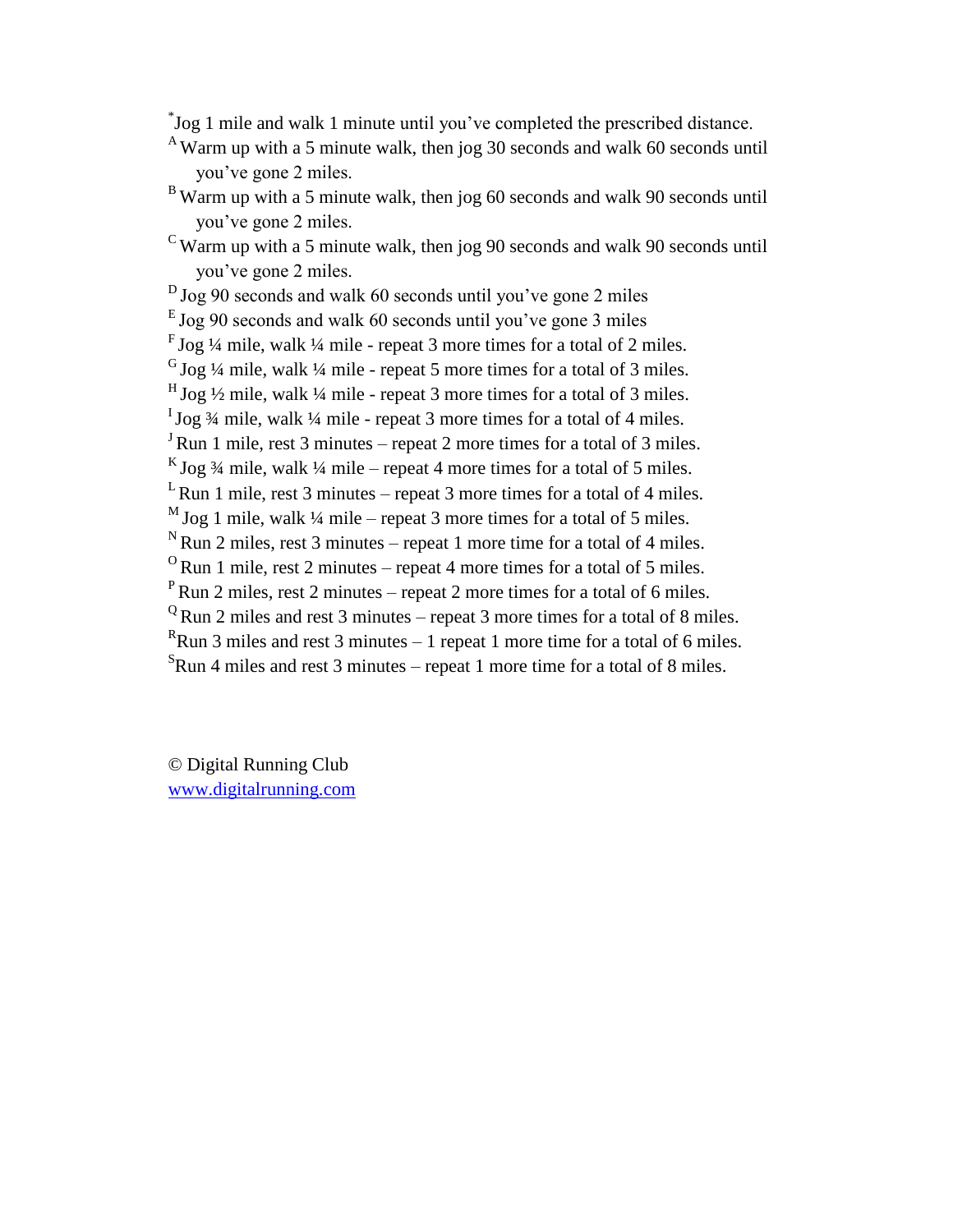[*] Jog 1 mile and walk 1 minute until you've completed the prescribed distance.

[A] Warm up with a 5 minute walk, then jog 30 seconds and walk 60 seconds until you've gone 2 miles.

[B] Warm up with a 5 minute walk, then jog 60 seconds and walk 90 seconds until you've gone 2 miles.

[C] Warm up with a 5 minute walk, then jog 90 seconds and walk 90 seconds until you've gone 2 miles.

[D] Jog 90 seconds and walk 60 seconds until you've gone 2 miles

[E] Jog 90 seconds and walk 60 seconds until you've gone 3 miles

[F] Jog ¼ mile, walk ¼ mile - repeat 3 more times for a total of 2 miles.

[G] Jog ¼ mile, walk ¼ mile - repeat 5 more times for a total of 3 miles.

[H] Jog ½ mile, walk ¼ mile - repeat 3 more times for a total of 3 miles.

[I] Jog ¾ mile, walk ¼ mile - repeat 3 more times for a total of 4 miles.

[J] Run 1 mile, rest 3 minutes – repeat 2 more times for a total of 3 miles.

[K] Jog ¾ mile, walk ¼ mile – repeat 4 more times for a total of 5 miles.

[L] Run 1 mile, rest 3 minutes – repeat 3 more times for a total of 4 miles.

[M] Jog 1 mile, walk ¼ mile – repeat 3 more times for a total of 5 miles.

[N] Run 2 miles, rest 3 minutes – repeat 1 more time for a total of 4 miles.

[O] Run 1 mile, rest 2 minutes – repeat 4 more times for a total of 5 miles.

[P] Run 2 miles, rest 2 minutes – repeat 2 more times for a total of 6 miles.

[Q] Run 2 miles and rest 3 minutes – repeat 3 more times for a total of 8 miles.

[R] Run 3 miles and rest 3 minutes – 1 repeat 1 more time for a total of 6 miles.

[S] Run 4 miles and rest 3 minutes – repeat 1 more time for a total of 8 miles.

© Digital Running Club
www.digitalrunning.com